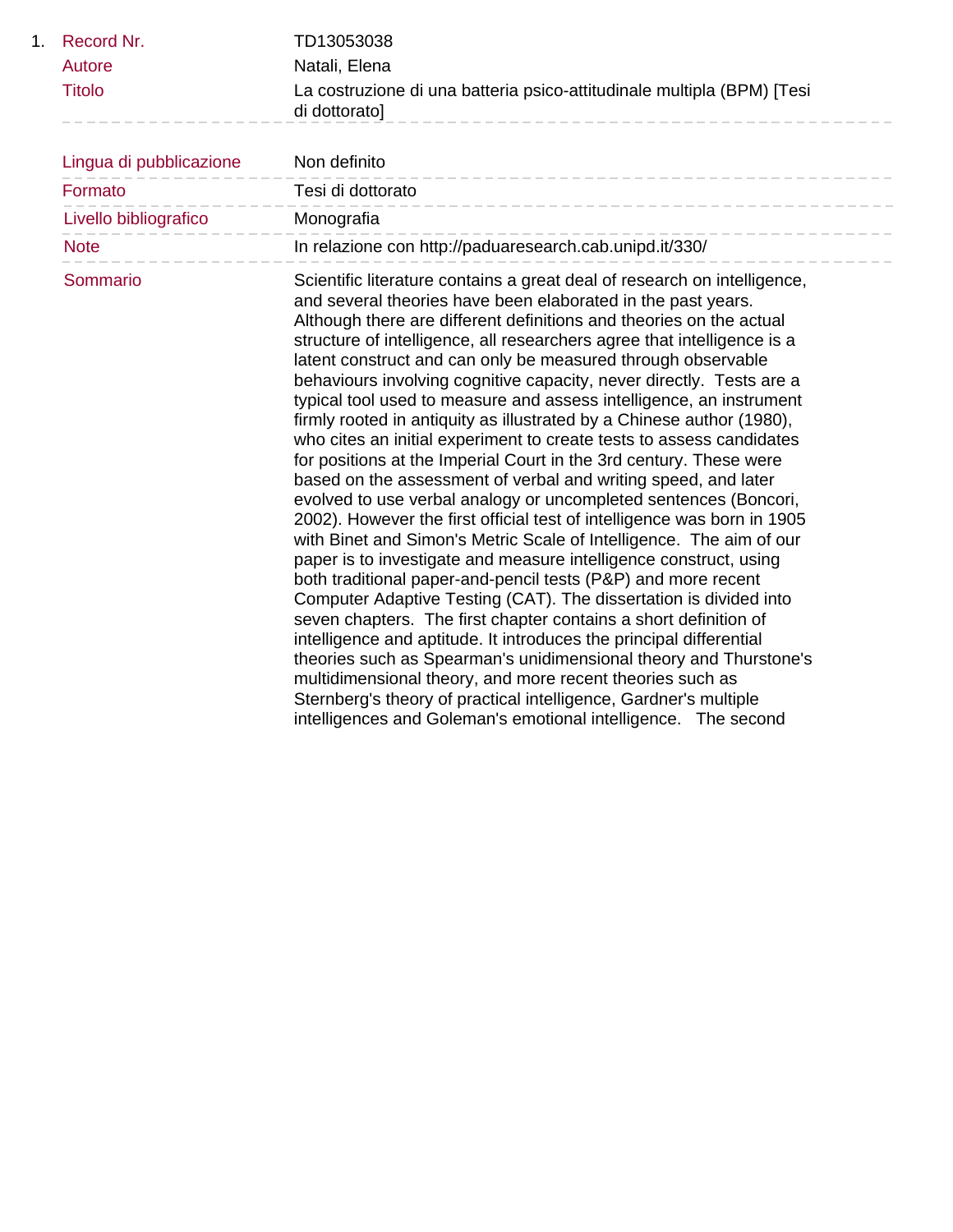1. | Record Nr. | TD13053038 |
|---|---|
| Autore | Natali, Elena |
| Titolo | La costruzione di una batteria psico-attitudinale multipla (BPM) [Tesi di dottorato] |
| Lingua di pubblicazione | Non definito |
| Formato | Tesi di dottorato |
| Livello bibliografico | Monografia |
| Note | In relazione con http://paduaresearch.cab.unipd.it/330/ |
| Sommario | Scientific literature contains a great deal of research on intelligence, and several theories have been elaborated in the past years. Although there are different definitions and theories on the actual structure of intelligence, all researchers agree that intelligence is a latent construct and can only be measured through observable behaviours involving cognitive capacity, never directly. Tests are a typical tool used to measure and assess intelligence, an instrument firmly rooted in antiquity as illustrated by a Chinese author (1980), who cites an initial experiment to create tests to assess candidates for positions at the Imperial Court in the 3rd century. These were based on the assessment of verbal and writing speed, and later evolved to use verbal analogy or uncompleted sentences (Boncori, 2002). However the first official test of intelligence was born in 1905 with Binet and Simon's Metric Scale of Intelligence. The aim of our paper is to investigate and measure intelligence construct, using both traditional paper-and-pencil tests (P&P) and more recent Computer Adaptive Testing (CAT). The dissertation is divided into seven chapters. The first chapter contains a short definition of intelligence and aptitude. It introduces the principal differential theories such as Spearman's unidimensional theory and Thurstone's multidimensional theory, and more recent theories such as Sternberg's theory of practical intelligence, Gardner's multiple intelligences and Goleman's emotional intelligence. The second |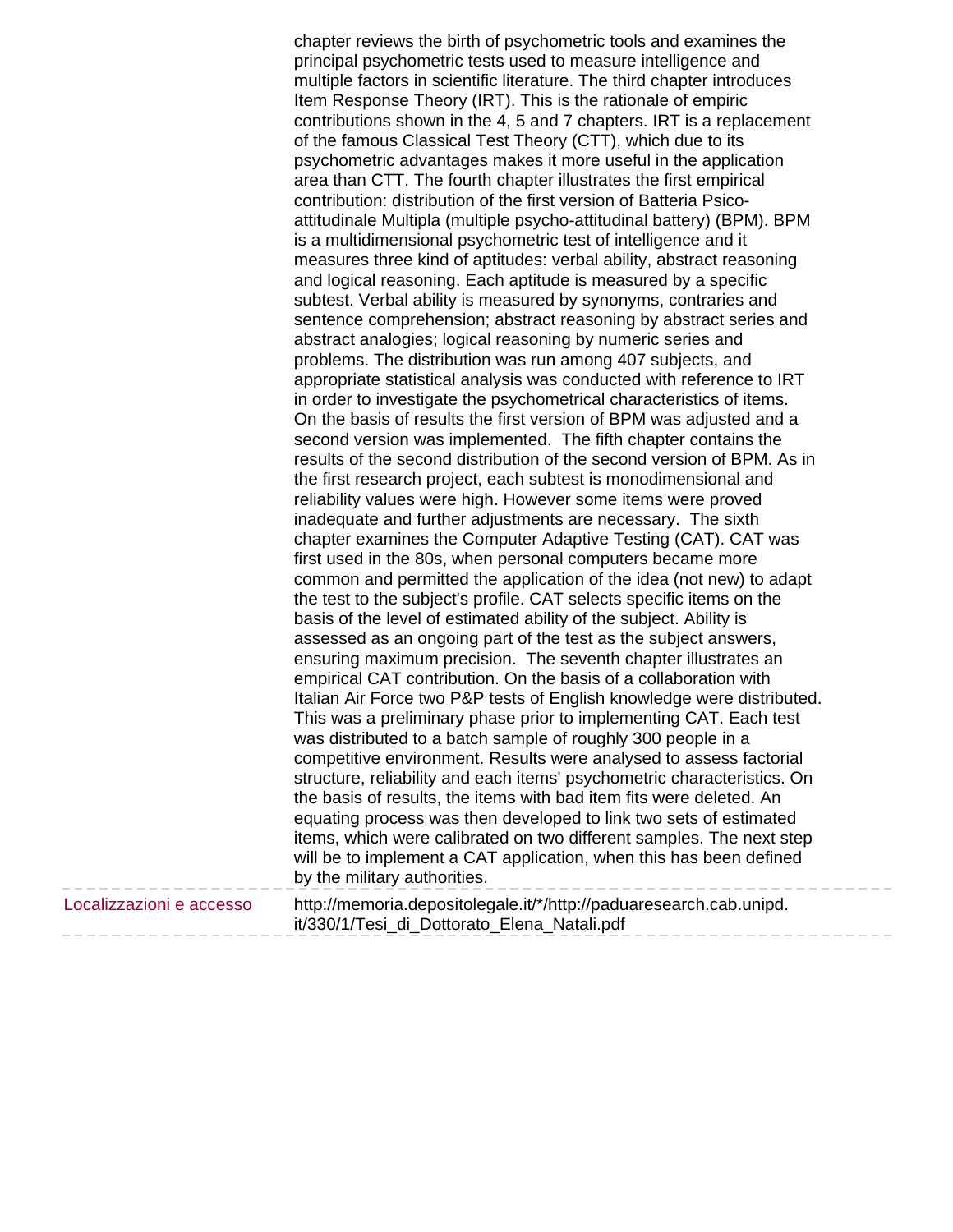chapter reviews the birth of psychometric tools and examines the principal psychometric tests used to measure intelligence and multiple factors in scientific literature. The third chapter introduces Item Response Theory (IRT). This is the rationale of empiric contributions shown in the 4, 5 and 7 chapters. IRT is a replacement of the famous Classical Test Theory (CTT), which due to its psychometric advantages makes it more useful in the application area than CTT. The fourth chapter illustrates the first empirical contribution: distribution of the first version of Batteria Psico-attitudinale Multipla (multiple psycho-attitudinal battery) (BPM). BPM is a multidimensional psychometric test of intelligence and it measures three kind of aptitudes: verbal ability, abstract reasoning and logical reasoning. Each aptitude is measured by a specific subtest. Verbal ability is measured by synonyms, contraries and sentence comprehension; abstract reasoning by abstract series and abstract analogies; logical reasoning by numeric series and problems. The distribution was run among 407 subjects, and appropriate statistical analysis was conducted with reference to IRT in order to investigate the psychometrical characteristics of items. On the basis of results the first version of BPM was adjusted and a second version was implemented. The fifth chapter contains the results of the second distribution of the second version of BPM. As in the first research project, each subtest is monodimensional and reliability values were high. However some items were proved inadequate and further adjustments are necessary. The sixth chapter examines the Computer Adaptive Testing (CAT). CAT was first used in the 80s, when personal computers became more common and permitted the application of the idea (not new) to adapt the test to the subject's profile. CAT selects specific items on the basis of the level of estimated ability of the subject. Ability is assessed as an ongoing part of the test as the subject answers, ensuring maximum precision. The seventh chapter illustrates an empirical CAT contribution. On the basis of a collaboration with Italian Air Force two P&P tests of English knowledge were distributed. This was a preliminary phase prior to implementing CAT. Each test was distributed to a batch sample of roughly 300 people in a competitive environment. Results were analysed to assess factorial structure, reliability and each items' psychometric characteristics. On the basis of results, the items with bad item fits were deleted. An equating process was then developed to link two sets of estimated items, which were calibrated on two different samples. The next step will be to implement a CAT application, when this has been defined by the military authorities.

| | |
|---|---|
| Localizzazioni e accesso | http://memoria.depositolegale.it/*/http://paduaresearch.cab.unipd.it/330/1/Tesi_di_Dottorato_Elena_Natali.pdf |